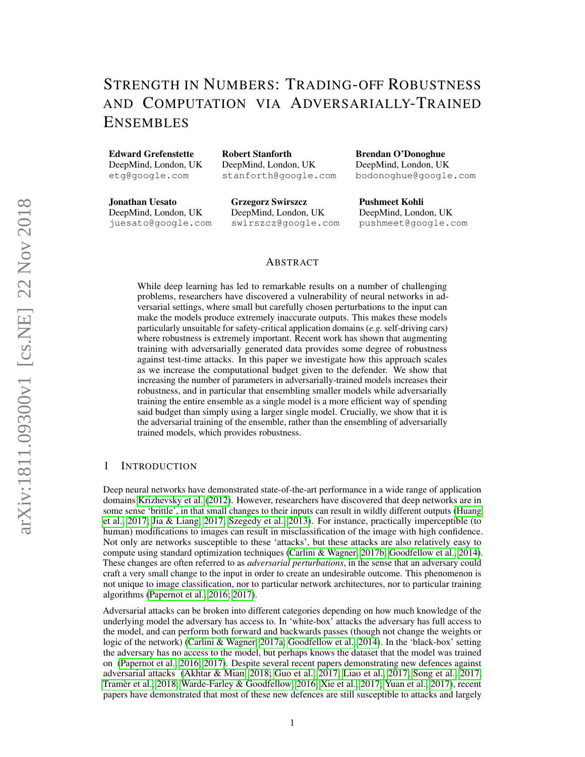# Strength in Numbers: Trading-off Robustness and Computation via Adversarially-Trained Ensembles

**Edward Grefenstette**
DeepMind, London, UK
etg@google.com

**Robert Stanforth**
DeepMind, London, UK
stanforth@google.com

**Brendan O'Donoghue**
DeepMind, London, UK
bodonoghue@google.com

**Jonathan Uesato**
DeepMind, London, UK
juesato@google.com

**Grzegorz Swirszcz**
DeepMind, London, UK
swirszcz@google.com

**Pushmeet Kohli**
DeepMind, London, UK
pushmeet@google.com

## Abstract

While deep learning has led to remarkable results on a number of challenging problems, researchers have discovered a vulnerability of neural networks in adversarial settings, where small but carefully chosen perturbations to the input can make the models produce extremely inaccurate outputs. This makes these models particularly unsuitable for safety-critical application domains (*e.g.* self-driving cars) where robustness is extremely important. Recent work has shown that augmenting training with adversarially generated data provides some degree of robustness against test-time attacks. In this paper we investigate how this approach scales as we increase the computational budget given to the defender. We show that increasing the number of parameters in adversarially-trained models increases their robustness, and in particular that ensembling smaller models while adversarially training the entire ensemble as a single model is a more efficient way of spending said budget than simply using a larger single model. Crucially, we show that it is the adversarial training of the ensemble, rather than the ensembling of adversarially trained models, which provides robustness.

## 1 Introduction

Deep neural networks have demonstrated state-of-the-art performance in a wide range of application domains Krizhevsky et al. (2012). However, researchers have discovered that deep networks are in some sense 'brittle', in that small changes to their inputs can result in wildly different outputs (Huang et al., 2017; Jia & Liang, 2017; Szegedy et al., 2013). For instance, practically imperceptible (to human) modifications to images can result in misclassification of the image with high confidence. Not only are networks susceptible to these 'attacks', but these attacks are also relatively easy to compute using standard optimization techniques (Carlini & Wagner, 2017b; Goodfellow et al., 2014). These changes are often referred to as *adversarial perturbations*, in the sense that an adversary could craft a very small change to the input in order to create an undesirable outcome. This phenomenon is not unique to image classification, nor to particular network architectures, nor to particular training algorithms (Papernot et al., 2016; 2017).

Adversarial attacks can be broken into different categories depending on how much knowledge of the underlying model the adversary has access to. In 'white-box' attacks the adversary has full access to the model, and can perform both forward and backwards passes (though not change the weights or logic of the network) (Carlini & Wagner, 2017a; Goodfellow et al., 2014). In the 'black-box' setting the adversary has no access to the model, but perhaps knows the dataset that the model was trained on (Papernot et al., 2016; 2017). Despite several recent papers demonstrating new defences against adversarial attacks (Akhtar & Mian, 2018; Guo et al., 2017; Liao et al., 2017; Song et al., 2017; Tramèr et al., 2018; Warde-Farley & Goodfellow, 2016; Xie et al., 2017; Yuan et al., 2017), recent papers have demonstrated that most of these new defences are still susceptible to attacks and largely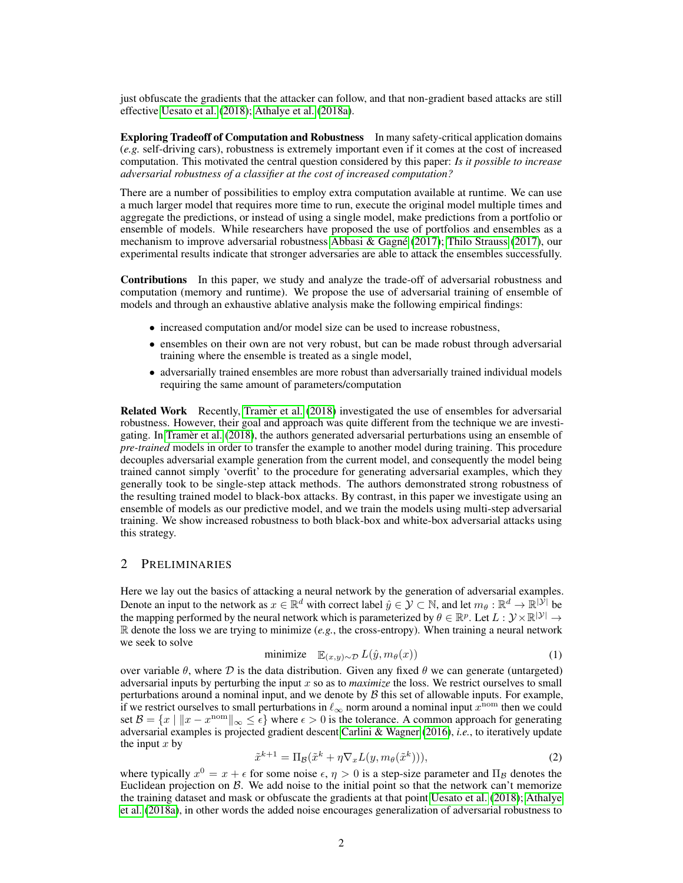just obfuscate the gradients that the attacker can follow, and that non-gradient based attacks are still effective Uesato et al. (2018); Athalye et al. (2018a).

**Exploring Tradeoff of Computation and Robustness** In many safety-critical application domains (*e.g.* self-driving cars), robustness is extremely important even if it comes at the cost of increased computation. This motivated the central question considered by this paper: ***Is it possible to increase adversarial robustness of a classifier at the cost of increased computation?***

There are a number of possibilities to employ extra computation available at runtime. We can use a much larger model that requires more time to run, execute the original model multiple times and aggregate the predictions, or instead of using a single model, make predictions from a portfolio or ensemble of models. While researchers have proposed the use of portfolios and ensembles as a mechanism to improve adversarial robustness Abbasi & Gagné (2017); Thilo Strauss (2017), our experimental results indicate that stronger adversaries are able to attack the ensembles successfully.

**Contributions** In this paper, we study and analyze the trade-off of adversarial robustness and computation (memory and runtime). We propose the use of adversarial training of ensemble of models and through an exhaustive ablative analysis make the following empirical findings:

- increased computation and/or model size can be used to increase robustness,
- ensembles on their own are not very robust, but can be made robust through adversarial training where the ensemble is treated as a single model,
- adversarially trained ensembles are more robust than adversarially trained individual models requiring the same amount of parameters/computation

**Related Work** Recently, Tramèr et al. (2018) investigated the use of ensembles for adversarial robustness. However, their goal and approach was quite different from the technique we are investigating. In Tramèr et al. (2018), the authors generated adversarial perturbations using an ensemble of *pre-trained* models in order to transfer the example to another model during training. This procedure decouples adversarial example generation from the current model, and consequently the model being trained cannot simply 'overfit' to the procedure for generating adversarial examples, which they generally took to be single-step attack methods. The authors demonstrated strong robustness of the resulting trained model to black-box attacks. By contrast, in this paper we investigate using an ensemble of models as our predictive model, and we train the models using multi-step adversarial training. We show increased robustness to both black-box and white-box adversarial attacks using this strategy.

## 2 Preliminaries

Here we lay out the basics of attacking a neural network by the generation of adversarial examples. Denote an input to the network as $x \in \mathbb{R}^d$ with correct label $\hat{y} \in \mathcal{Y} \subset \mathbb{N}$, and let $m_\theta : \mathbb{R}^d \rightarrow \mathbb{R}^{|\mathcal{Y}|}$ be the mapping performed by the neural network which is parameterized by $\theta \in \mathbb{R}^p$. Let $L : \mathcal{Y} \times \mathbb{R}^{|\mathcal{Y}|} \rightarrow \mathbb{R}$ denote the loss we are trying to minimize (*e.g.*, the cross-entropy). When training a neural network we seek to solve

$$\text{minimize} \quad \mathbb{E}_{(x,y)\sim\mathcal{D}}\, L(\hat{y}, m_\theta(x)) \tag{1}$$

over variable $\theta$, where $\mathcal{D}$ is the data distribution. Given any fixed $\theta$ we can generate (untargeted) adversarial inputs by perturbing the input $x$ so as to *maximize* the loss. We restrict ourselves to small perturbations around a nominal input, and we denote by $\mathcal{B}$ this set of allowable inputs. For example, if we restrict ourselves to small perturbations in $\ell_\infty$ norm around a nominal input $x^{\text{nom}}$ then we could set $\mathcal{B} = \{x \mid \|x - x^{\text{nom}}\|_\infty \leq \epsilon\}$ where $\epsilon > 0$ is the tolerance. A common approach for generating adversarial examples is projected gradient descent Carlini & Wagner (2016), *i.e.*, to iteratively update the input $x$ by

$$\tilde{x}^{k+1} = \Pi_{\mathcal{B}}(\tilde{x}^k + \eta \nabla_x L(y, m_\theta(\tilde{x}^k))), \tag{2}$$

where typically $x^0 = x + \epsilon$ for some noise $\epsilon$, $\eta > 0$ is a step-size parameter and $\Pi_{\mathcal{B}}$ denotes the Euclidean projection on $\mathcal{B}$. We add noise to the initial point so that the network can't memorize the training dataset and mask or obfuscate the gradients at that point Uesato et al. (2018); Athalye et al. (2018a), in other words the added noise encourages generalization of adversarial robustness to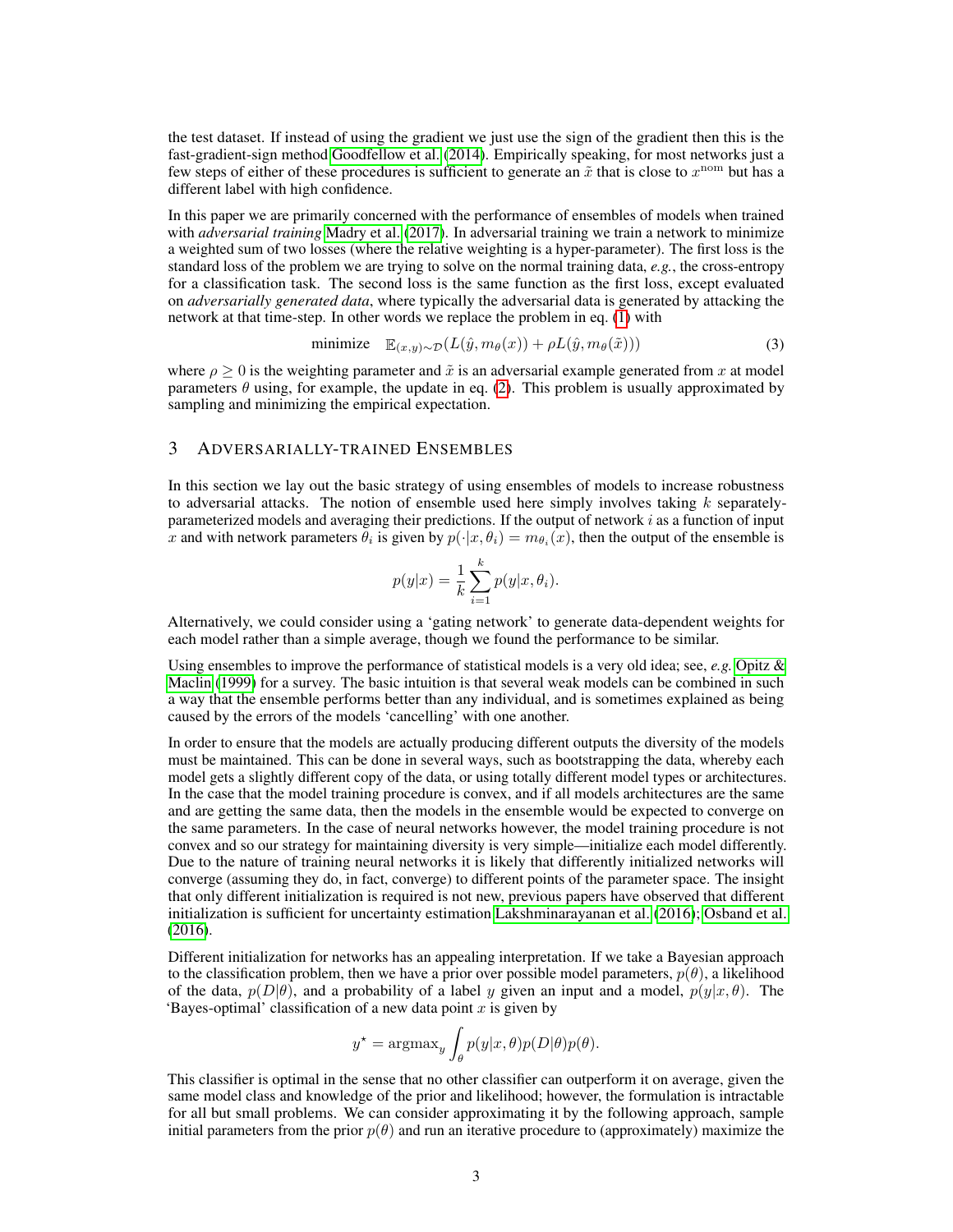the test dataset. If instead of using the gradient we just use the sign of the gradient then this is the fast-gradient-sign method Goodfellow et al. (2014). Empirically speaking, for most networks just a few steps of either of these procedures is sufficient to generate an $\tilde{x}$ that is close to $x^{\text{nom}}$ but has a different label with high confidence.

In this paper we are primarily concerned with the performance of ensembles of models when trained with *adversarial training* Madry et al. (2017). In adversarial training we train a network to minimize a weighted sum of two losses (where the relative weighting is a hyper-parameter). The first loss is the standard loss of the problem we are trying to solve on the normal training data, *e.g.*, the cross-entropy for a classification task. The second loss is the same function as the first loss, except evaluated on *adversarially generated data*, where typically the adversarial data is generated by attacking the network at that time-step. In other words we replace the problem in eq. (1) with

$$\text{minimize} \quad \mathbb{E}_{(x,y)\sim\mathcal{D}}(L(\hat{y}, m_\theta(x)) + \rho L(\hat{y}, m_\theta(\tilde{x}))) \tag{3}$$

where $\rho \geq 0$ is the weighting parameter and $\tilde{x}$ is an adversarial example generated from $x$ at model parameters $\theta$ using, for example, the update in eq. (2). This problem is usually approximated by sampling and minimizing the empirical expectation.

## 3 Adversarially-trained Ensembles

In this section we lay out the basic strategy of using ensembles of models to increase robustness to adversarial attacks. The notion of ensemble used here simply involves taking $k$ separately-parameterized models and averaging their predictions. If the output of network $i$ as a function of input $x$ and with network parameters $\theta_i$ is given by $p(\cdot|x, \theta_i) = m_{\theta_i}(x)$, then the output of the ensemble is

$$p(y|x) = \frac{1}{k}\sum_{i=1}^{k} p(y|x, \theta_i).$$

Alternatively, we could consider using a 'gating network' to generate data-dependent weights for each model rather than a simple average, though we found the performance to be similar.

Using ensembles to improve the performance of statistical models is a very old idea; see, *e.g.* Opitz & Maclin (1999) for a survey. The basic intuition is that several weak models can be combined in such a way that the ensemble performs better than any individual, and is sometimes explained as being caused by the errors of the models 'cancelling' with one another.

In order to ensure that the models are actually producing different outputs the diversity of the models must be maintained. This can be done in several ways, such as bootstrapping the data, whereby each model gets a slightly different copy of the data, or using totally different model types or architectures. In the case that the model training procedure is convex, and if all models architectures are the same and are getting the same data, then the models in the ensemble would be expected to converge on the same parameters. In the case of neural networks however, the model training procedure is not convex and so our strategy for maintaining diversity is very simple—initialize each model differently. Due to the nature of training neural networks it is likely that differently initialized networks will converge (assuming they do, in fact, converge) to different points of the parameter space. The insight that only different initialization is required is not new, previous papers have observed that different initialization is sufficient for uncertainty estimation Lakshminarayanan et al. (2016); Osband et al. (2016).

Different initialization for networks has an appealing interpretation. If we take a Bayesian approach to the classification problem, then we have a prior over possible model parameters, $p(\theta)$, a likelihood of the data, $p(D|\theta)$, and a probability of a label $y$ given an input and a model, $p(y|x, \theta)$. The 'Bayes-optimal' classification of a new data point $x$ is given by

$$y^\star = \text{argmax}_y \int_\theta p(y|x, \theta)p(D|\theta)p(\theta).$$

This classifier is optimal in the sense that no other classifier can outperform it on average, given the same model class and knowledge of the prior and likelihood; however, the formulation is intractable for all but small problems. We can consider approximating it by the following approach, sample initial parameters from the prior $p(\theta)$ and run an iterative procedure to (approximately) maximize the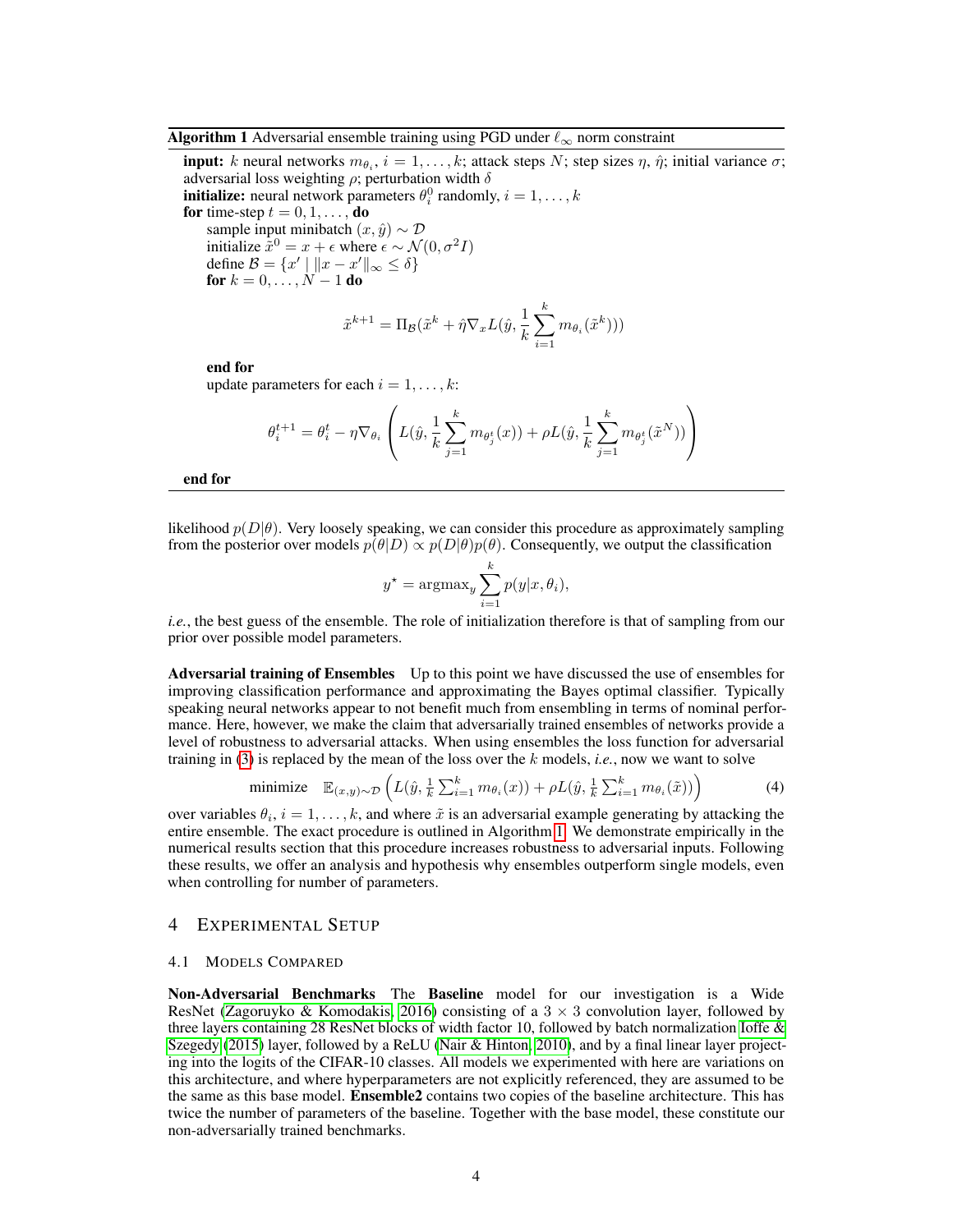**Algorithm 1** Adversarial ensemble training using PGD under $\ell_\infty$ norm constraint

**input:** $k$ neural networks $m_{\theta_i}$, $i = 1, \dots, k$; attack steps $N$; step sizes $\eta$, $\hat{\eta}$; initial variance $\sigma$; adversarial loss weighting $\rho$; perturbation width $\delta$
**initialize:** neural network parameters $\theta_i^0$ randomly, $i = 1, \dots, k$
**for** time-step $t = 0, 1, \dots,$ **do**
  sample input minibatch $(x, \hat{y}) \sim \mathcal{D}$
  initialize $\tilde{x}^0 = x + \epsilon$ where $\epsilon \sim \mathcal{N}(0, \sigma^2 I)$
  define $\mathcal{B} = \{x' \mid \|x - x'\|_\infty \leq \delta\}$
  **for** $k = 0, \dots, N-1$ **do**

$$\tilde{x}^{k+1} = \Pi_{\mathcal{B}}(\tilde{x}^k + \hat{\eta}\nabla_x L(\hat{y}, \frac{1}{k}\sum_{i=1}^{k} m_{\theta_i}(\tilde{x}^k)))$$

  **end for**
  update parameters for each $i = 1, \dots, k$:

$$\theta_i^{t+1} = \theta_i^t - \eta\nabla_{\theta_i}\left(L(\hat{y}, \frac{1}{k}\sum_{j=1}^{k} m_{\theta_j^t}(x)) + \rho L(\hat{y}, \frac{1}{k}\sum_{j=1}^{k} m_{\theta_j^t}(\tilde{x}^N))\right)$$

**end for**

likelihood $p(D|\theta)$. Very loosely speaking, we can consider this procedure as approximately sampling from the posterior over models $p(\theta|D) \propto p(D|\theta)p(\theta)$. Consequently, we output the classification

$$y^\star = \text{argmax}_y \sum_{i=1}^{k} p(y|x, \theta_i),$$

*i.e.*, the best guess of the ensemble. The role of initialization therefore is that of sampling from our prior over possible model parameters.

**Adversarial training of Ensembles** Up to this point we have discussed the use of ensembles for improving classification performance and approximating the Bayes optimal classifier. Typically speaking neural networks appear to not benefit much from ensembling in terms of nominal performance. Here, however, we make the claim that adversarially trained ensembles of networks provide a level of robustness to adversarial attacks. When using ensembles the loss function for adversarial training in (3) is replaced by the mean of the loss over the $k$ models, *i.e.*, now we want to solve

$$\text{minimize} \quad \mathbb{E}_{(x,y)\sim\mathcal{D}}\left(L(\hat{y}, \tfrac{1}{k}\textstyle\sum_{i=1}^{k} m_{\theta_i}(x)) + \rho L(\hat{y}, \tfrac{1}{k}\textstyle\sum_{i=1}^{k} m_{\theta_i}(\tilde{x}))\right) \tag{4}$$

over variables $\theta_i$, $i = 1, \dots, k$, and where $\tilde{x}$ is an adversarial example generating by attacking the entire ensemble. The exact procedure is outlined in Algorithm 1. We demonstrate empirically in the numerical results section that this procedure increases robustness to adversarial inputs. Following these results, we offer an analysis and hypothesis why ensembles outperform single models, even when controlling for number of parameters.

## 4 Experimental Setup

### 4.1 Models Compared

**Non-Adversarial Benchmarks** The **Baseline** model for our investigation is a Wide ResNet (Zagoruyko & Komodakis, 2016) consisting of a $3 \times 3$ convolution layer, followed by three layers containing 28 ResNet blocks of width factor 10, followed by batch normalization Ioffe & Szegedy (2015) layer, followed by a ReLU (Nair & Hinton, 2010), and by a final linear layer projecting into the logits of the CIFAR-10 classes. All models we experimented with here are variations on this architecture, and where hyperparameters are not explicitly referenced, they are assumed to be the same as this base model. **Ensemble2** contains two copies of the baseline architecture. This has twice the number of parameters of the baseline. Together with the base model, these constitute our non-adversarially trained benchmarks.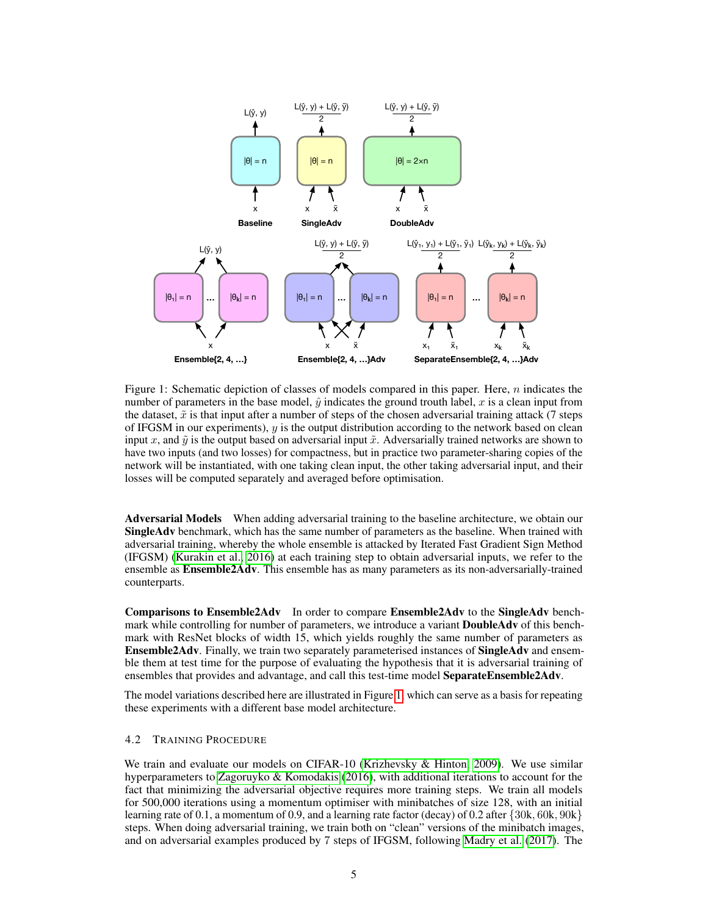Figure 1: Schematic depiction of classes of models compared in this paper. Here, $n$ indicates the number of parameters in the base model, $\hat{y}$ indicates the ground trouth label, $x$ is a clean input from the dataset, $\tilde{x}$ is that input after a number of steps of the chosen adversarial training attack (7 steps of IFGSM in our experiments), $y$ is the output distribution according to the network based on clean input $x$, and $\tilde{y}$ is the output based on adversarial input $\tilde{x}$. Adversarially trained networks are shown to have two inputs (and two losses) for compactness, but in practice two parameter-sharing copies of the network will be instantiated, with one taking clean input, the other taking adversarial input, and their losses will be computed separately and averaged before optimisation.

**Adversarial Models** When adding adversarial training to the baseline architecture, we obtain our **SingleAdv** benchmark, which has the same number of parameters as the baseline. When trained with adversarial training, whereby the whole ensemble is attacked by Iterated Fast Gradient Sign Method (IFGSM) (Kurakin et al., 2016) at each training step to obtain adversarial inputs, we refer to the ensemble as **Ensemble2Adv**. This ensemble has as many parameters as its non-adversarially-trained counterparts.

**Comparisons to Ensemble2Adv** In order to compare **Ensemble2Adv** to the **SingleAdv** benchmark while controlling for number of parameters, we introduce a variant **DoubleAdv** of this benchmark with ResNet blocks of width 15, which yields roughly the same number of parameters as **Ensemble2Adv**. Finally, we train two separately parameterised instances of **SingleAdv** and ensemble them at test time for the purpose of evaluating the hypothesis that it is adversarial training of ensembles that provides and advantage, and call this test-time model **SeparateEnsemble2Adv**.

The model variations described here are illustrated in Figure 1, which can serve as a basis for repeating these experiments with a different base model architecture.

### 4.2 Training Procedure

We train and evaluate our models on CIFAR-10 (Krizhevsky & Hinton, 2009). We use similar hyperparameters to Zagoruyko & Komodakis (2016), with additional iterations to account for the fact that minimizing the adversarial objective requires more training steps. We train all models for 500,000 iterations using a momentum optimiser with minibatches of size 128, with an initial learning rate of 0.1, a momentum of 0.9, and a learning rate factor (decay) of 0.2 after $\{30\text{k}, 60\text{k}, 90\text{k}\}$ steps. When doing adversarial training, we train both on "clean" versions of the minibatch images, and on adversarial examples produced by 7 steps of IFGSM, following Madry et al. (2017). The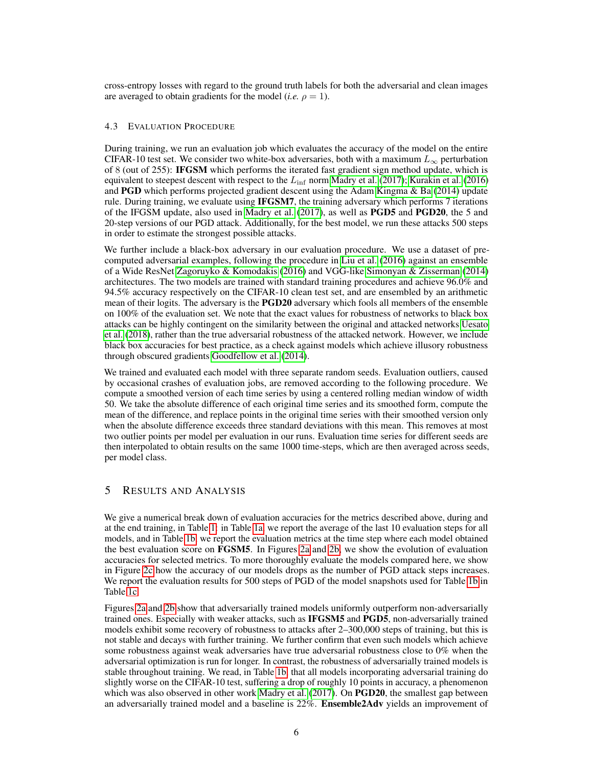cross-entropy losses with regard to the ground truth labels for both the adversarial and clean images are averaged to obtain gradients for the model (*i.e.* $\rho = 1$).

### 4.3 Evaluation Procedure

During training, we run an evaluation job which evaluates the accuracy of the model on the entire CIFAR-10 test set. We consider two white-box adversaries, both with a maximum $L_\infty$ perturbation of 8 (out of 255): **IFGSM** which performs the iterated fast gradient sign method update, which is equivalent to steepest descent with respect to the $L_{\inf}$ norm Madry et al. (2017); Kurakin et al. (2016) and **PGD** which performs projected gradient descent using the Adam Kingma & Ba (2014) update rule. During training, we evaluate using **IFGSM7**, the training adversary which performs 7 iterations of the IFGSM update, also used in Madry et al. (2017), as well as **PGD5** and **PGD20**, the 5 and 20-step versions of our PGD attack. Additionally, for the best model, we run these attacks 500 steps in order to estimate the strongest possible attacks.

We further include a black-box adversary in our evaluation procedure. We use a dataset of pre-computed adversarial examples, following the procedure in Liu et al. (2016) against an ensemble of a Wide ResNet Zagoruyko & Komodakis (2016) and VGG-like Simonyan & Zisserman (2014) architectures. The two models are trained with standard training procedures and achieve 96.0% and 94.5% accuracy respectively on the CIFAR-10 clean test set, and are ensembled by an arithmetic mean of their logits. The adversary is the **PGD20** adversary which fools all members of the ensemble on 100% of the evaluation set. We note that the exact values for robustness of networks to black box attacks can be highly contingent on the similarity between the original and attacked networks Uesato et al. (2018), rather than the true adversarial robustness of the attacked network. However, we include black box accuracies for best practice, as a check against models which achieve illusory robustness through obscured gradients Goodfellow et al. (2014).

We trained and evaluated each model with three separate random seeds. Evaluation outliers, caused by occasional crashes of evaluation jobs, are removed according to the following procedure. We compute a smoothed version of each time series by using a centered rolling median window of width 50. We take the absolute difference of each original time series and its smoothed form, compute the mean of the difference, and replace points in the original time series with their smoothed version only when the absolute difference exceeds three standard deviations with this mean. This removes at most two outlier points per model per evaluation in our runs. Evaluation time series for different seeds are then interpolated to obtain results on the same 1000 time-steps, which are then averaged across seeds, per model class.

## 5 Results and Analysis

We give a numerical break down of evaluation accuracies for the metrics described above, during and at the end training, in Table 1: in Table 1a, we report the average of the last 10 evaluation steps for all models, and in Table 1b, we report the evaluation metrics at the time step where each model obtained the best evaluation score on **FGSM5**. In Figures 2a and 2b, we show the evolution of evaluation accuracies for selected metrics. To more thoroughly evaluate the models compared here, we show in Figure 2c how the accuracy of our models drops as the number of PGD attack steps increases. We report the evaluation results for 500 steps of PGD of the model snapshots used for Table 1b in Table 1c.

Figures 2a and 2b show that adversarially trained models uniformly outperform non-adversarially trained ones. Especially with weaker attacks, such as **IFGSM5** and **PGD5**, non-adversarially trained models exhibit some recovery of robustness to attacks after 2–300,000 steps of training, but this is not stable and decays with further training. We further confirm that even such models which achieve some robustness against weak adversaries have true adversarial robustness close to 0% when the adversarial optimization is run for longer. In contrast, the robustness of adversarially trained models is stable throughout training. We read, in Table 1b, that all models incorporating adversarial training do slightly worse on the CIFAR-10 test, suffering a drop of roughly 10 points in accuracy, a phenomenon which was also observed in other work Madry et al. (2017). On **PGD20**, the smallest gap between an adversarially trained model and a baseline is 22%. **Ensemble2Adv** yields an improvement of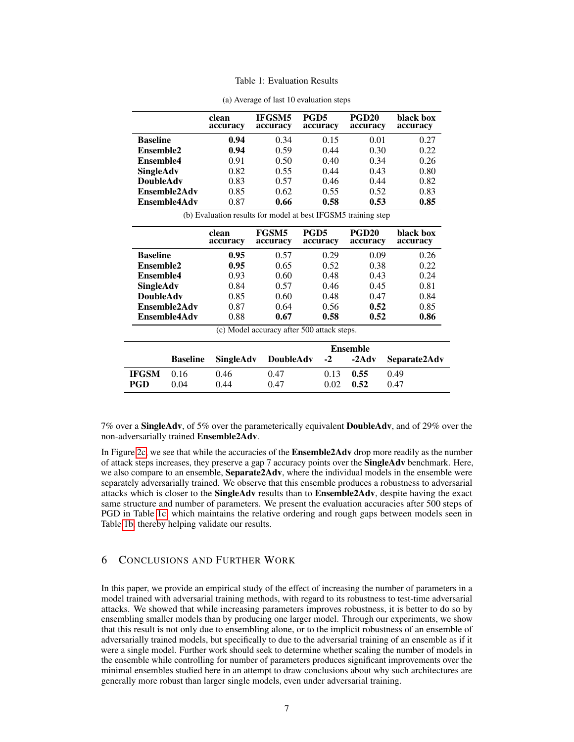Table 1: Evaluation Results

(a) Average of last 10 evaluation steps

| | clean accuracy | IFGSM5 accuracy | PGD5 accuracy | PGD20 accuracy | black box accuracy |
|---|---|---|---|---|---|
| **Baseline** | **0.94** | 0.34 | 0.15 | 0.01 | 0.27 |
| **Ensemble2** | **0.94** | 0.59 | 0.44 | 0.30 | 0.22 |
| **Ensemble4** | 0.91 | 0.50 | 0.40 | 0.34 | 0.26 |
| **SingleAdv** | 0.82 | 0.55 | 0.44 | 0.43 | 0.80 |
| **DoubleAdv** | 0.83 | 0.57 | 0.46 | 0.44 | 0.82 |
| **Ensemble2Adv** | 0.85 | 0.62 | 0.55 | 0.52 | 0.83 |
| **Ensemble4Adv** | 0.87 | **0.66** | **0.58** | **0.53** | **0.85** |

(b) Evaluation results for model at best IFGSM5 training step

| | clean accuracy | FGSM5 accuracy | PGD5 accuracy | PGD20 accuracy | black box accuracy |
|---|---|---|---|---|---|
| **Baseline** | **0.95** | 0.57 | 0.29 | 0.09 | 0.26 |
| **Ensemble2** | **0.95** | 0.65 | 0.52 | 0.38 | 0.22 |
| **Ensemble4** | 0.93 | 0.60 | 0.48 | 0.43 | 0.24 |
| **SingleAdv** | 0.84 | 0.57 | 0.46 | 0.45 | 0.81 |
| **DoubleAdv** | 0.85 | 0.60 | 0.48 | 0.47 | 0.84 |
| **Ensemble2Adv** | 0.87 | 0.64 | 0.56 | **0.52** | 0.85 |
| **Ensemble4Adv** | 0.88 | **0.67** | **0.58** | **0.52** | **0.86** |

(c) Model accuracy after 500 attack steps.

| | Baseline | SingleAdv | DoubleAdv | Ensemble -2 | Ensemble -2Adv | Separate2Adv |
|---|---|---|---|---|---|---|
| **IFGSM** | 0.16 | 0.46 | 0.47 | 0.13 | **0.55** | 0.49 |
| **PGD** | 0.04 | 0.44 | 0.47 | 0.02 | **0.52** | 0.47 |

7% over a **SingleAdv**, of 5% over the parameterically equivalent **DoubleAdv**, and of 29% over the non-adversarially trained **Ensemble2Adv**.

In Figure 2c, we see that while the accuracies of the **Ensemble2Adv** drop more readily as the number of attack steps increases, they preserve a gap 7 accuracy points over the **SingleAdv** benchmark. Here, we also compare to an ensemble, **Separate2Adv**, where the individual models in the ensemble were separately adversarially trained. We observe that this ensemble produces a robustness to adversarial attacks which is closer to the **SingleAdv** results than to **Ensemble2Adv**, despite having the exact same structure and number of parameters. We present the evaluation accuracies after 500 steps of PGD in Table 1c, which maintains the relative ordering and rough gaps between models seen in Table 1b, thereby helping validate our results.

## 6 Conclusions and Further Work

In this paper, we provide an empirical study of the effect of increasing the number of parameters in a model trained with adversarial training methods, with regard to its robustness to test-time adversarial attacks. We showed that while increasing parameters improves robustness, it is better to do so by ensembling smaller models than by producing one larger model. Through our experiments, we show that this result is not only due to ensembling alone, or to the implicit robustness of an ensemble of adversarially trained models, but specifically to due to the adversarial training of an ensemble as if it were a single model. Further work should seek to determine whether scaling the number of models in the ensemble while controlling for number of parameters produces significant improvements over the minimal ensembles studied here in an attempt to draw conclusions about why such architectures are generally more robust than larger single models, even under adversarial training.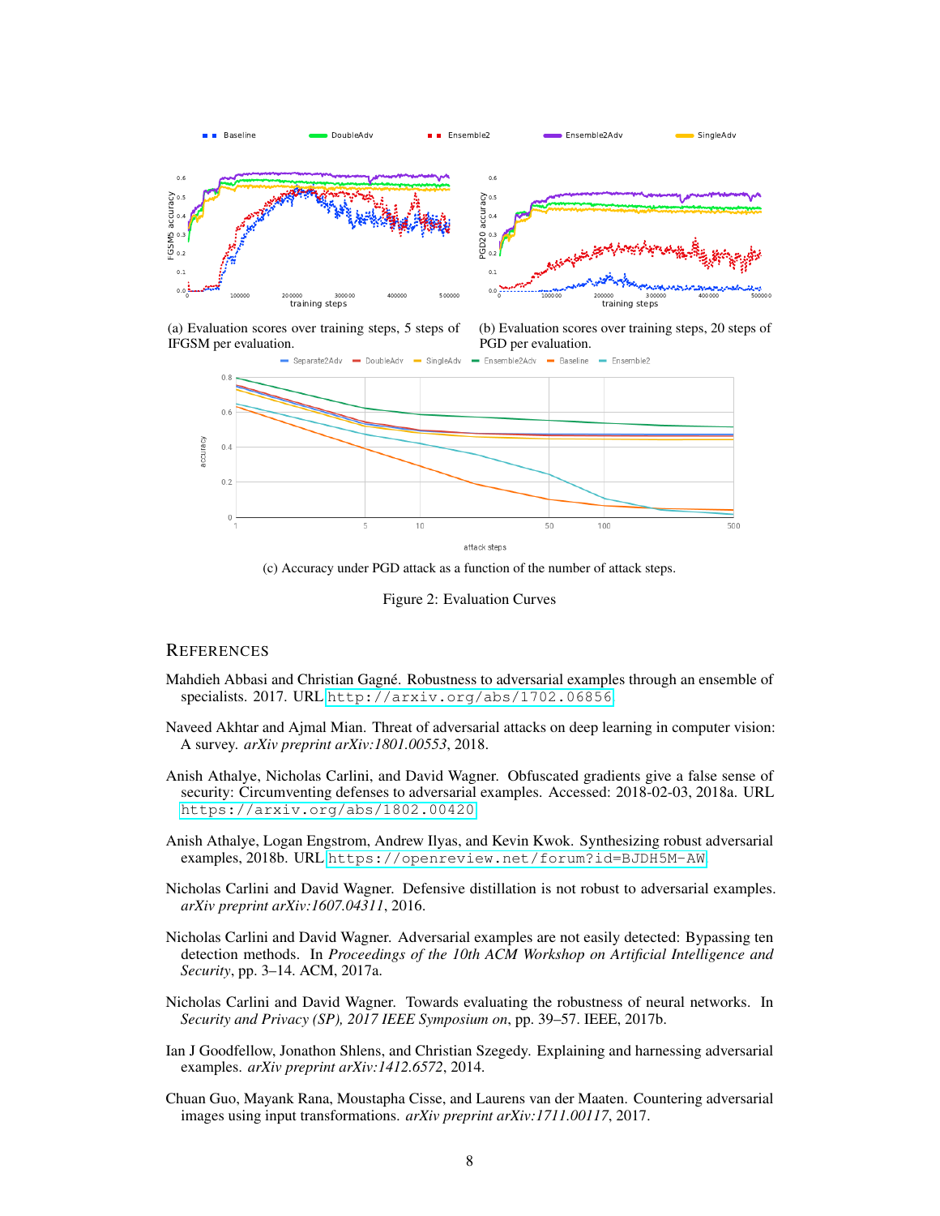(a) Evaluation scores over training steps, 5 steps of IFGSM per evaluation.

(b) Evaluation scores over training steps, 20 steps of PGD per evaluation.

(c) Accuracy under PGD attack as a function of the number of attack steps.

Figure 2: Evaluation Curves

# REFERENCES

Mahdieh Abbasi and Christian Gagné. Robustness to adversarial examples through an ensemble of specialists. 2017. URL http://arxiv.org/abs/1702.06856.

Naveed Akhtar and Ajmal Mian. Threat of adversarial attacks on deep learning in computer vision: A survey. *arXiv preprint arXiv:1801.00553*, 2018.

Anish Athalye, Nicholas Carlini, and David Wagner. Obfuscated gradients give a false sense of security: Circumventing defenses to adversarial examples. Accessed: 2018-02-03, 2018a. URL https://arxiv.org/abs/1802.00420.

Anish Athalye, Logan Engstrom, Andrew Ilyas, and Kevin Kwok. Synthesizing robust adversarial examples, 2018b. URL https://openreview.net/forum?id=BJDH5M-AW.

Nicholas Carlini and David Wagner. Defensive distillation is not robust to adversarial examples. *arXiv preprint arXiv:1607.04311*, 2016.

Nicholas Carlini and David Wagner. Adversarial examples are not easily detected: Bypassing ten detection methods. In *Proceedings of the 10th ACM Workshop on Artificial Intelligence and Security*, pp. 3–14. ACM, 2017a.

Nicholas Carlini and David Wagner. Towards evaluating the robustness of neural networks. In *Security and Privacy (SP), 2017 IEEE Symposium on*, pp. 39–57. IEEE, 2017b.

Ian J Goodfellow, Jonathon Shlens, and Christian Szegedy. Explaining and harnessing adversarial examples. *arXiv preprint arXiv:1412.6572*, 2014.

Chuan Guo, Mayank Rana, Moustapha Cisse, and Laurens van der Maaten. Countering adversarial images using input transformations. *arXiv preprint arXiv:1711.00117*, 2017.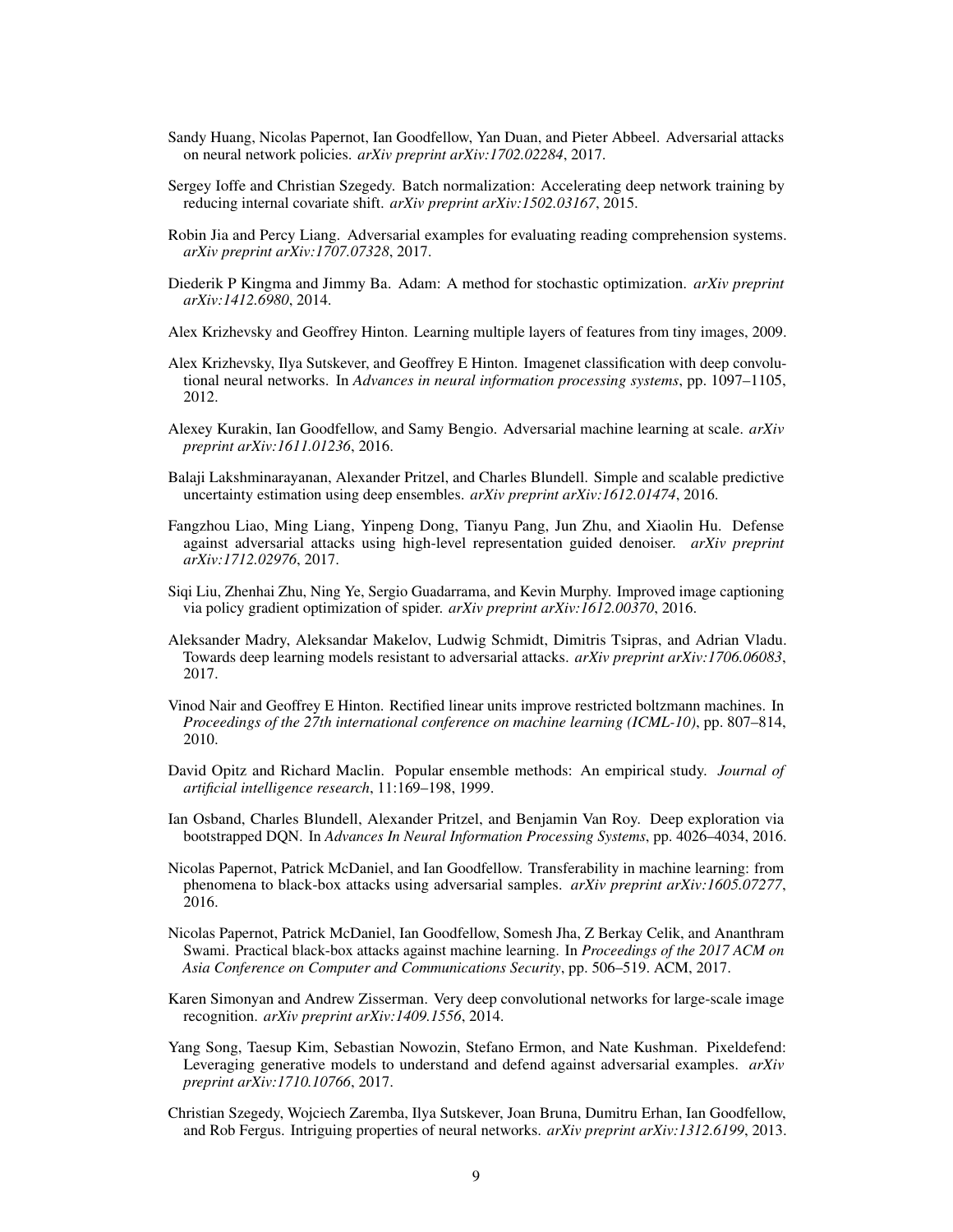Sandy Huang, Nicolas Papernot, Ian Goodfellow, Yan Duan, and Pieter Abbeel. Adversarial attacks on neural network policies. *arXiv preprint arXiv:1702.02284*, 2017.

Sergey Ioffe and Christian Szegedy. Batch normalization: Accelerating deep network training by reducing internal covariate shift. *arXiv preprint arXiv:1502.03167*, 2015.

Robin Jia and Percy Liang. Adversarial examples for evaluating reading comprehension systems. *arXiv preprint arXiv:1707.07328*, 2017.

Diederik P Kingma and Jimmy Ba. Adam: A method for stochastic optimization. *arXiv preprint arXiv:1412.6980*, 2014.

Alex Krizhevsky and Geoffrey Hinton. Learning multiple layers of features from tiny images, 2009.

Alex Krizhevsky, Ilya Sutskever, and Geoffrey E Hinton. Imagenet classification with deep convolutional neural networks. In *Advances in neural information processing systems*, pp. 1097–1105, 2012.

Alexey Kurakin, Ian Goodfellow, and Samy Bengio. Adversarial machine learning at scale. *arXiv preprint arXiv:1611.01236*, 2016.

Balaji Lakshminarayanan, Alexander Pritzel, and Charles Blundell. Simple and scalable predictive uncertainty estimation using deep ensembles. *arXiv preprint arXiv:1612.01474*, 2016.

Fangzhou Liao, Ming Liang, Yinpeng Dong, Tianyu Pang, Jun Zhu, and Xiaolin Hu. Defense against adversarial attacks using high-level representation guided denoiser. *arXiv preprint arXiv:1712.02976*, 2017.

Siqi Liu, Zhenhai Zhu, Ning Ye, Sergio Guadarrama, and Kevin Murphy. Improved image captioning via policy gradient optimization of spider. *arXiv preprint arXiv:1612.00370*, 2016.

Aleksander Madry, Aleksandar Makelov, Ludwig Schmidt, Dimitris Tsipras, and Adrian Vladu. Towards deep learning models resistant to adversarial attacks. *arXiv preprint arXiv:1706.06083*, 2017.

Vinod Nair and Geoffrey E Hinton. Rectified linear units improve restricted boltzmann machines. In *Proceedings of the 27th international conference on machine learning (ICML-10)*, pp. 807–814, 2010.

David Opitz and Richard Maclin. Popular ensemble methods: An empirical study. *Journal of artificial intelligence research*, 11:169–198, 1999.

Ian Osband, Charles Blundell, Alexander Pritzel, and Benjamin Van Roy. Deep exploration via bootstrapped DQN. In *Advances In Neural Information Processing Systems*, pp. 4026–4034, 2016.

Nicolas Papernot, Patrick McDaniel, and Ian Goodfellow. Transferability in machine learning: from phenomena to black-box attacks using adversarial samples. *arXiv preprint arXiv:1605.07277*, 2016.

Nicolas Papernot, Patrick McDaniel, Ian Goodfellow, Somesh Jha, Z Berkay Celik, and Ananthram Swami. Practical black-box attacks against machine learning. In *Proceedings of the 2017 ACM on Asia Conference on Computer and Communications Security*, pp. 506–519. ACM, 2017.

Karen Simonyan and Andrew Zisserman. Very deep convolutional networks for large-scale image recognition. *arXiv preprint arXiv:1409.1556*, 2014.

Yang Song, Taesup Kim, Sebastian Nowozin, Stefano Ermon, and Nate Kushman. Pixeldefend: Leveraging generative models to understand and defend against adversarial examples. *arXiv preprint arXiv:1710.10766*, 2017.

Christian Szegedy, Wojciech Zaremba, Ilya Sutskever, Joan Bruna, Dumitru Erhan, Ian Goodfellow, and Rob Fergus. Intriguing properties of neural networks. *arXiv preprint arXiv:1312.6199*, 2013.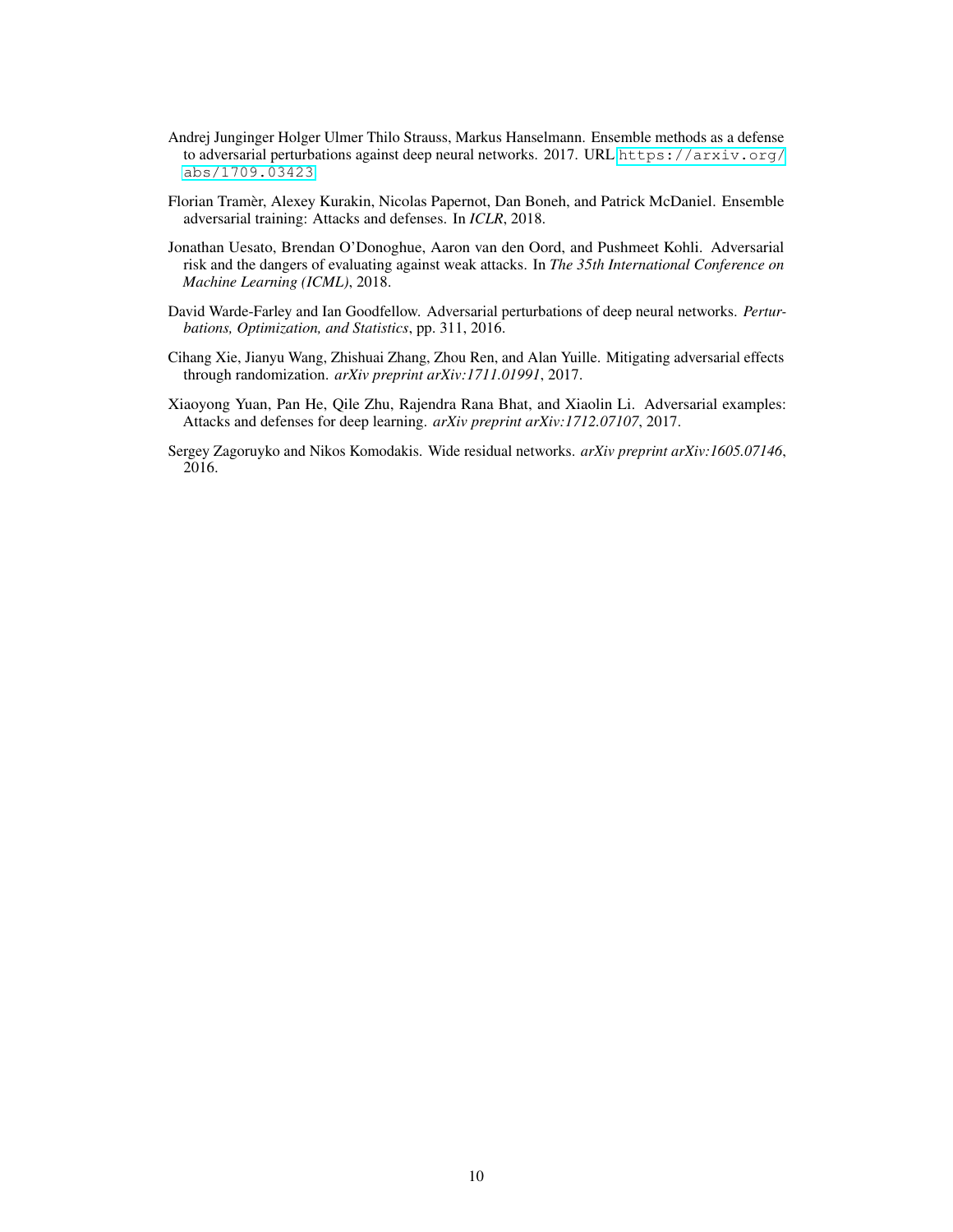Andrej Junginger Holger Ulmer Thilo Strauss, Markus Hanselmann. Ensemble methods as a defense to adversarial perturbations against deep neural networks. 2017. URL https://arxiv.org/abs/1709.03423.

Florian Tramèr, Alexey Kurakin, Nicolas Papernot, Dan Boneh, and Patrick McDaniel. Ensemble adversarial training: Attacks and defenses. In *ICLR*, 2018.

Jonathan Uesato, Brendan O'Donoghue, Aaron van den Oord, and Pushmeet Kohli. Adversarial risk and the dangers of evaluating against weak attacks. In *The 35th International Conference on Machine Learning (ICML)*, 2018.

David Warde-Farley and Ian Goodfellow. Adversarial perturbations of deep neural networks. *Perturbations, Optimization, and Statistics*, pp. 311, 2016.

Cihang Xie, Jianyu Wang, Zhishuai Zhang, Zhou Ren, and Alan Yuille. Mitigating adversarial effects through randomization. *arXiv preprint arXiv:1711.01991*, 2017.

Xiaoyong Yuan, Pan He, Qile Zhu, Rajendra Rana Bhat, and Xiaolin Li. Adversarial examples: Attacks and defenses for deep learning. *arXiv preprint arXiv:1712.07107*, 2017.

Sergey Zagoruyko and Nikos Komodakis. Wide residual networks. *arXiv preprint arXiv:1605.07146*, 2016.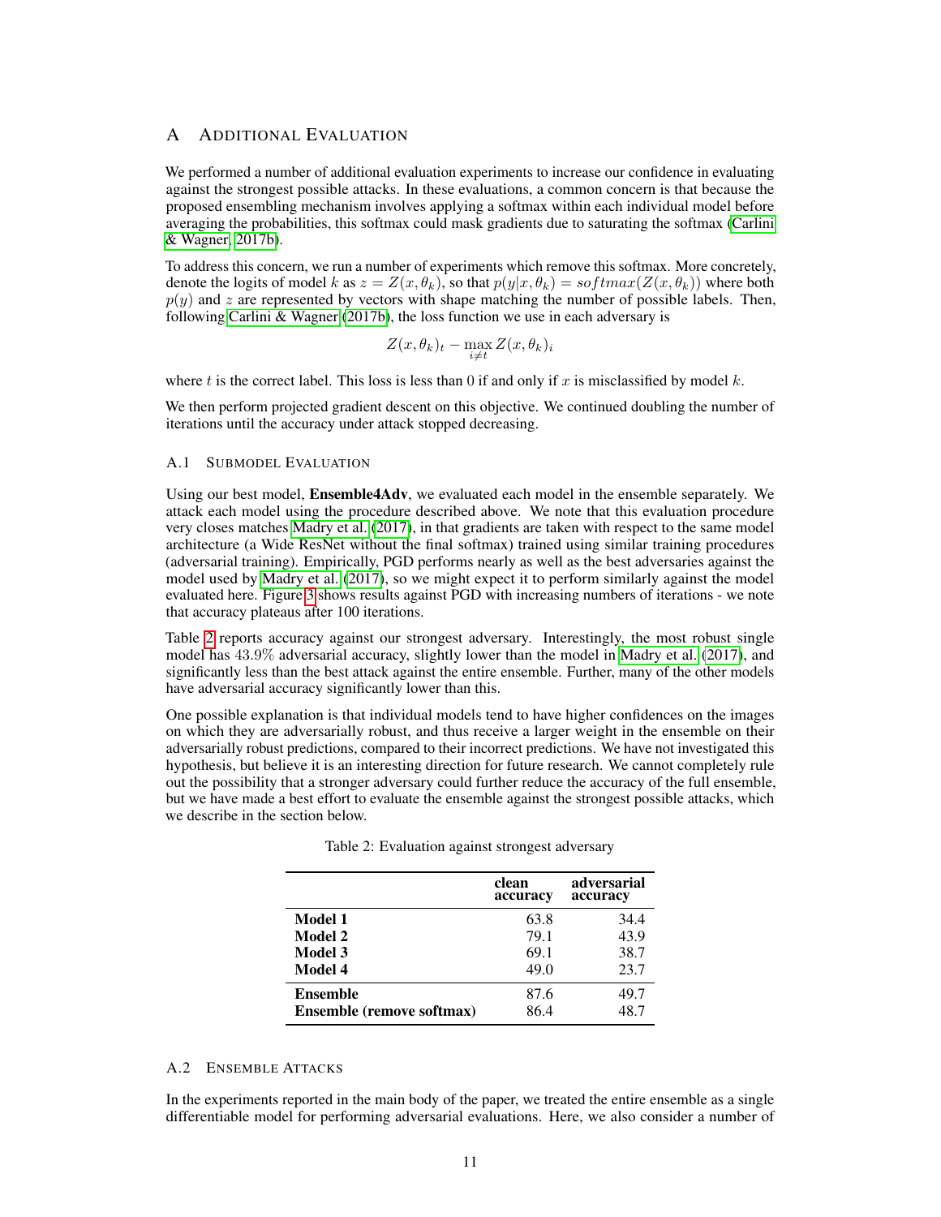# A Additional Evaluation

We performed a number of additional evaluation experiments to increase our confidence in evaluating against the strongest possible attacks. In these evaluations, a common concern is that because the proposed ensembling mechanism involves applying a softmax within each individual model before averaging the probabilities, this softmax could mask gradients due to saturating the softmax (Carlini & Wagner, 2017b).

To address this concern, we run a number of experiments which remove this softmax. More concretely, denote the logits of model $k$ as $z = Z(x, \theta_k)$, so that $p(y|x, \theta_k) = softmax(Z(x, \theta_k))$ where both $p(y)$ and $z$ are represented by vectors with shape matching the number of possible labels. Then, following Carlini & Wagner (2017b), the loss function we use in each adversary is

$$Z(x, \theta_k)_t - \max_{i \neq t} Z(x, \theta_k)_i$$

where $t$ is the correct label. This loss is less than 0 if and only if $x$ is misclassified by model $k$.

We then perform projected gradient descent on this objective. We continued doubling the number of iterations until the accuracy under attack stopped decreasing.

## A.1 Submodel Evaluation

Using our best model, **Ensemble4Adv**, we evaluated each model in the ensemble separately. We attack each model using the procedure described above. We note that this evaluation procedure very closes matches Madry et al. (2017), in that gradients are taken with respect to the same model architecture (a Wide ResNet without the final softmax) trained using similar training procedures (adversarial training). Empirically, PGD performs nearly as well as the best adversaries against the model used by Madry et al. (2017), so we might expect it to perform similarly against the model evaluated here. Figure 3 shows results against PGD with increasing numbers of iterations - we note that accuracy plateaus after 100 iterations.

Table 2 reports accuracy against our strongest adversary. Interestingly, the most robust single model has $43.9\%$ adversarial accuracy, slightly lower than the model in Madry et al. (2017), and significantly less than the best attack against the entire ensemble. Further, many of the other models have adversarial accuracy significantly lower than this.

One possible explanation is that individual models tend to have higher confidences on the images on which they are adversarially robust, and thus receive a larger weight in the ensemble on their adversarially robust predictions, compared to their incorrect predictions. We have not investigated this hypothesis, but believe it is an interesting direction for future research. We cannot completely rule out the possibility that a stronger adversary could further reduce the accuracy of the full ensemble, but we have made a best effort to evaluate the ensemble against the strongest possible attacks, which we describe in the section below.

Table 2: Evaluation against strongest adversary

| | **clean accuracy** | **adversarial accuracy** |
|---|---|---|
| **Model 1** | 63.8 | 34.4 |
| **Model 2** | 79.1 | 43.9 |
| **Model 3** | 69.1 | 38.7 |
| **Model 4** | 49.0 | 23.7 |
| **Ensemble** | 87.6 | 49.7 |
| **Ensemble (remove softmax)** | 86.4 | 48.7 |

## A.2 Ensemble Attacks

In the experiments reported in the main body of the paper, we treated the entire ensemble as a single differentiable model for performing adversarial evaluations. Here, we also consider a number of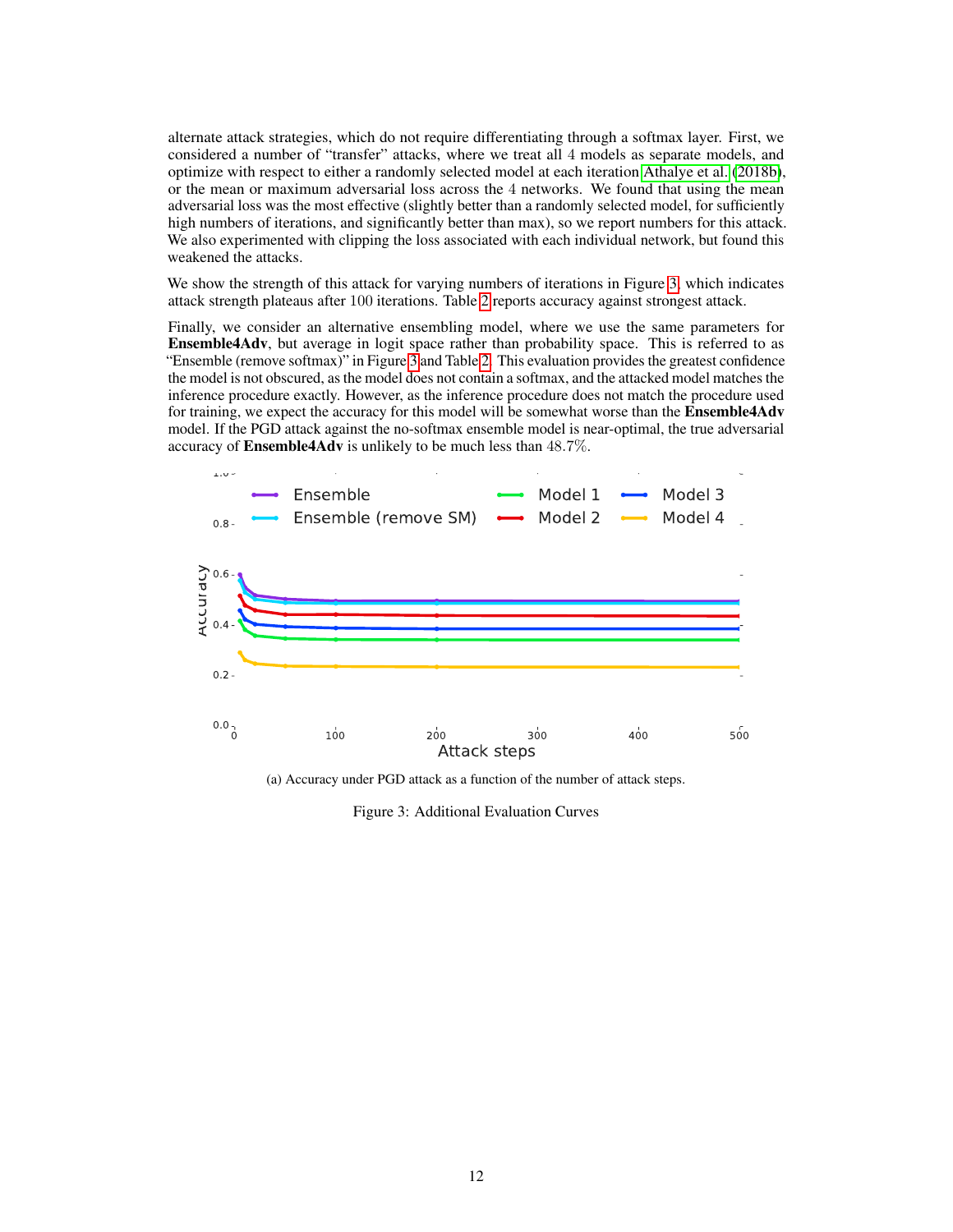alternate attack strategies, which do not require differentiating through a softmax layer. First, we considered a number of "transfer" attacks, where we treat all 4 models as separate models, and optimize with respect to either a randomly selected model at each iteration Athalye et al. (2018b), or the mean or maximum adversarial loss across the 4 networks. We found that using the mean adversarial loss was the most effective (slightly better than a randomly selected model, for sufficiently high numbers of iterations, and significantly better than max), so we report numbers for this attack. We also experimented with clipping the loss associated with each individual network, but found this weakened the attacks.

We show the strength of this attack for varying numbers of iterations in Figure 3, which indicates attack strength plateaus after 100 iterations. Table 2 reports accuracy against strongest attack.

Finally, we consider an alternative ensembling model, where we use the same parameters for **Ensemble4Adv**, but average in logit space rather than probability space. This is referred to as "Ensemble (remove softmax)" in Figure 3 and Table 2. This evaluation provides the greatest confidence the model is not obscured, as the model does not contain a softmax, and the attacked model matches the inference procedure exactly. However, as the inference procedure does not match the procedure used for training, we expect the accuracy for this model will be somewhat worse than the **Ensemble4Adv** model. If the PGD attack against the no-softmax ensemble model is near-optimal, the true adversarial accuracy of **Ensemble4Adv** is unlikely to be much less than 48.7%.

Ensemble
Ensemble (remove SM)
Model 1
Model 2
Model 3
Model 4

Accuracy
1.0
0.8
0.6
0.4
0.2
0.0

0
100
200
300
400
500
Attack steps

(a) Accuracy under PGD attack as a function of the number of attack steps.

Figure 3: Additional Evaluation Curves